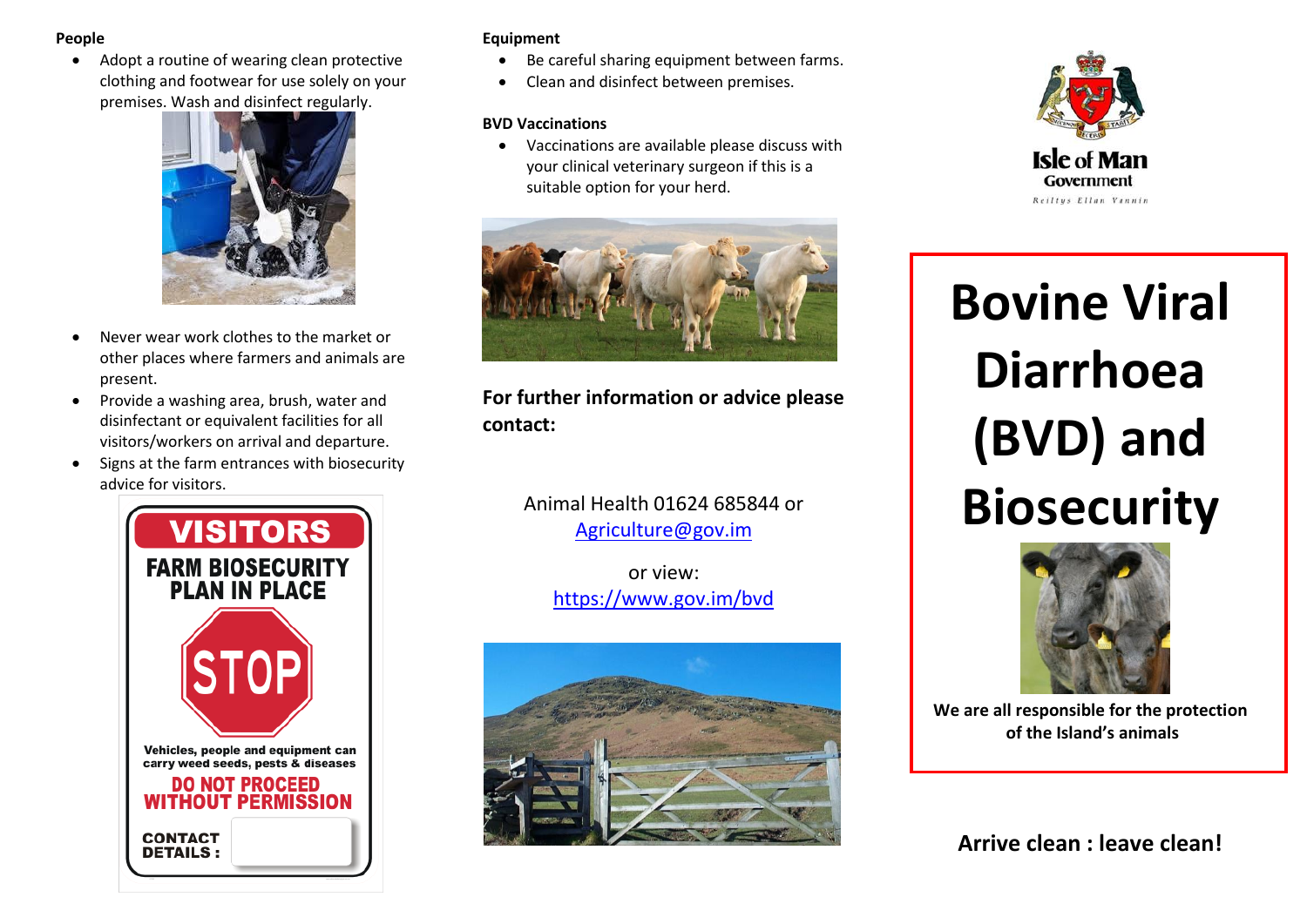**People**

- Adopt a routine of wearing clean protective clothing and footwear for use solely on your premises. Wash and disinfect regularly.
- Never wear work clothes to the market or other places where farmers and animals are present.
- Provide a washing area, brush, water and disinfectant or equivalent facilities for all visitors/workers on arrival and departure.
- Signs at the farm entrances with biosecurity advice for visitors.

**Equipment**

- Be careful sharing equipment between farms.
- Clean and disinfect between premises.

**BVD Vaccinations**

- Vaccinations are available please discuss with your clinical veterinary surgeon if this is a suitable option for your herd.

**For further information or advice please contact:**

Animal Health 01624 685844 or [Agriculture@gov.im](mailto:Agriculture@gov.im)

or view:
[https://www.gov.im/bvd](https://www.gov.im/bvd)

Isle of Man Government

Reiltys Ellan Vannin

# Bovine Viral Diarrhoea (BVD) and Biosecurity

**We are all responsible for the protection of the Island's animals**

**Arrive clean : leave clean!**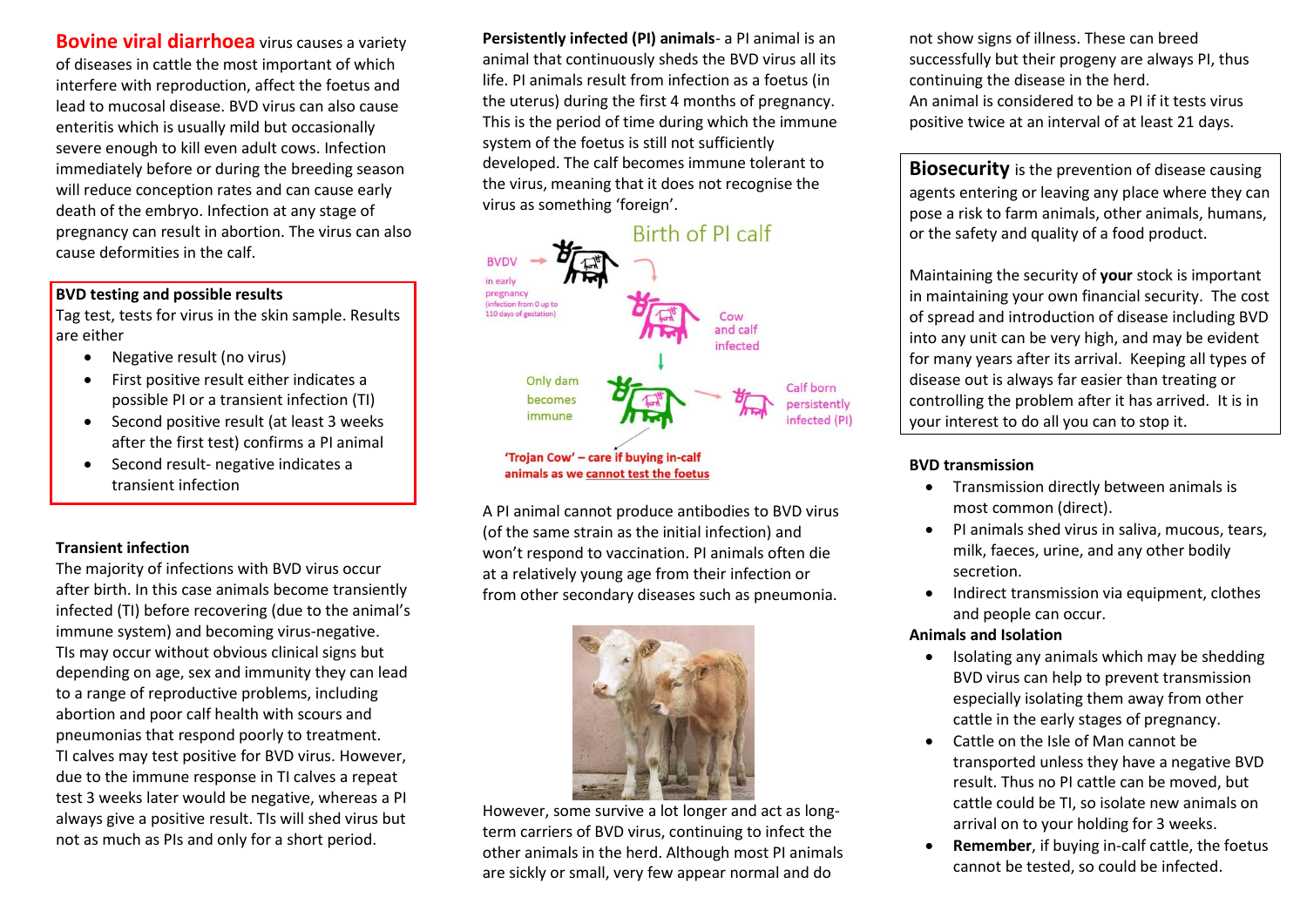**Bovine viral diarrhoea** virus causes a variety of diseases in cattle the most important of which interfere with reproduction, affect the foetus and lead to mucosal disease. BVD virus can also cause enteritis which is usually mild but occasionally severe enough to kill even adult cows. Infection immediately before or during the breeding season will reduce conception rates and can cause early death of the embryo. Infection at any stage of pregnancy can result in abortion. The virus can also cause deformities in the calf.

**BVD testing and possible results**

Tag test, tests for virus in the skin sample. Results are either

- Negative result (no virus)
- First positive result either indicates a possible PI or a transient infection (TI)
- Second positive result (at least 3 weeks after the first test) confirms a PI animal
- Second result- negative indicates a transient infection

**Transient infection**

The majority of infections with BVD virus occur after birth. In this case animals become transiently infected (TI) before recovering (due to the animal's immune system) and becoming virus-negative. TIs may occur without obvious clinical signs but depending on age, sex and immunity they can lead to a range of reproductive problems, including abortion and poor calf health with scours and pneumonias that respond poorly to treatment. TI calves may test positive for BVD virus. However, due to the immune response in TI calves a repeat test 3 weeks later would be negative, whereas a PI always give a positive result. TIs will shed virus but not as much as PIs and only for a short period.

**Persistently infected (PI) animals**- a PI animal is an animal that continuously sheds the BVD virus all its life. PI animals result from infection as a foetus (in the uterus) during the first 4 months of pregnancy. This is the period of time during which the immune system of the foetus is still not sufficiently developed. The calf becomes immune tolerant to the virus, meaning that it does not recognise the virus as something 'foreign'.

Birth of PI calf

BVDV in early pregnancy (infection from 0 up to 110 days of gestation)

Cow and calf infected

Only dam becomes immune

Calf born persistently infected (PI)

'Trojan Cow' – care if buying in-calf animals as we cannot test the foetus

A PI animal cannot produce antibodies to BVD virus (of the same strain as the initial infection) and won't respond to vaccination. PI animals often die at a relatively young age from their infection or from other secondary diseases such as pneumonia.

However, some survive a lot longer and act as long-term carriers of BVD virus, continuing to infect the other animals in the herd. Although most PI animals are sickly or small, very few appear normal and do not show signs of illness. These can breed successfully but their progeny are always PI, thus continuing the disease in the herd.
An animal is considered to be a PI if it tests virus positive twice at an interval of at least 21 days.

**Biosecurity** is the prevention of disease causing agents entering or leaving any place where they can pose a risk to farm animals, other animals, humans, or the safety and quality of a food product.

Maintaining the security of **your** stock is important in maintaining your own financial security. The cost of spread and introduction of disease including BVD into any unit can be very high, and may be evident for many years after its arrival. Keeping all types of disease out is always far easier than treating or controlling the problem after it has arrived. It is in your interest to do all you can to stop it.

**BVD transmission**

- Transmission directly between animals is most common (direct).
- PI animals shed virus in saliva, mucous, tears, milk, faeces, urine, and any other bodily secretion.
- Indirect transmission via equipment, clothes and people can occur.

**Animals and Isolation**

- Isolating any animals which may be shedding BVD virus can help to prevent transmission especially isolating them away from other cattle in the early stages of pregnancy.
- Cattle on the Isle of Man cannot be transported unless they have a negative BVD result. Thus no PI cattle can be moved, but cattle could be TI, so isolate new animals on arrival on to your holding for 3 weeks.
- **Remember**, if buying in-calf cattle, the foetus cannot be tested, so could be infected.